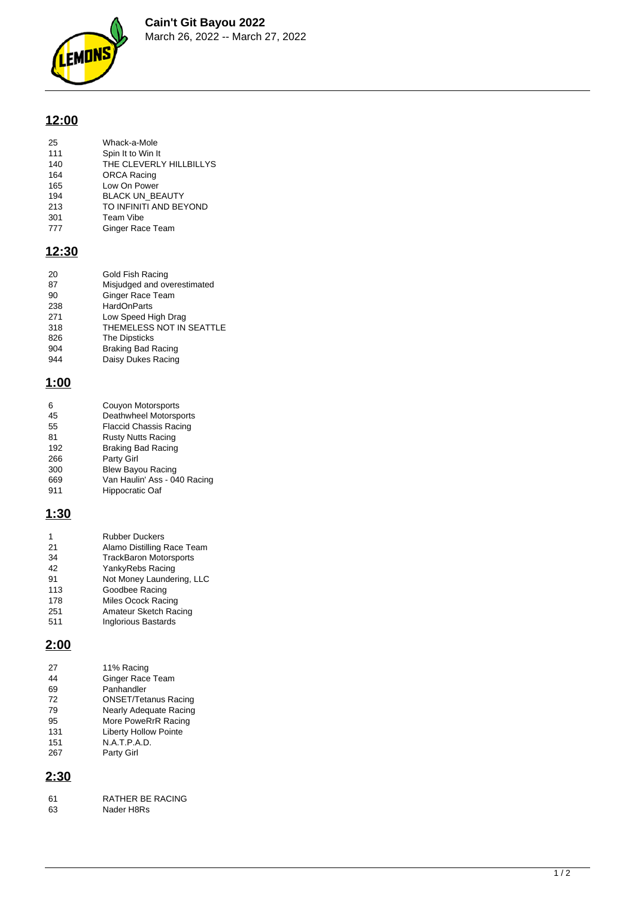# Cain't Git Bayou 2022

March 26, 2022 -- March 27, 2022

## 12:00

| | |
|---|---|
| 25 | Whack-a-Mole |
| 111 | Spin It to Win It |
| 140 | THE CLEVERLY HILLBILLYS |
| 164 | ORCA Racing |
| 165 | Low On Power |
| 194 | BLACK UN_BEAUTY |
| 213 | TO INFINITI AND BEYOND |
| 301 | Team Vibe |
| 777 | Ginger Race Team |

## 12:30

| | |
|---|---|
| 20 | Gold Fish Racing |
| 87 | Misjudged and overestimated |
| 90 | Ginger Race Team |
| 238 | HardOnParts |
| 271 | Low Speed High Drag |
| 318 | THEMELESS NOT IN SEATTLE |
| 826 | The Dipsticks |
| 904 | Braking Bad Racing |
| 944 | Daisy Dukes Racing |

## 1:00

| | |
|---|---|
| 6 | Couyon Motorsports |
| 45 | Deathwheel Motorsports |
| 55 | Flaccid Chassis Racing |
| 81 | Rusty Nutts Racing |
| 192 | Braking Bad Racing |
| 266 | Party Girl |
| 300 | Blew Bayou Racing |
| 669 | Van Haulin' Ass - 040 Racing |
| 911 | Hippocratic Oaf |

## 1:30

| | |
|---|---|
| 1 | Rubber Duckers |
| 21 | Alamo Distilling Race Team |
| 34 | TrackBaron Motorsports |
| 42 | YankyRebs Racing |
| 91 | Not Money Laundering, LLC |
| 113 | Goodbee Racing |
| 178 | Miles Ocock Racing |
| 251 | Amateur Sketch Racing |
| 511 | Inglorious Bastards |

## 2:00

| | |
|---|---|
| 27 | 11% Racing |
| 44 | Ginger Race Team |
| 69 | Panhandler |
| 72 | ONSET/Tetanus Racing |
| 79 | Nearly Adequate Racing |
| 95 | More PoweRrR Racing |
| 131 | Liberty Hollow Pointe |
| 151 | N.A.T.P.A.D. |
| 267 | Party Girl |

## 2:30

| | |
|---|---|
| 61 | RATHER BE RACING |
| 63 | Nader H8Rs |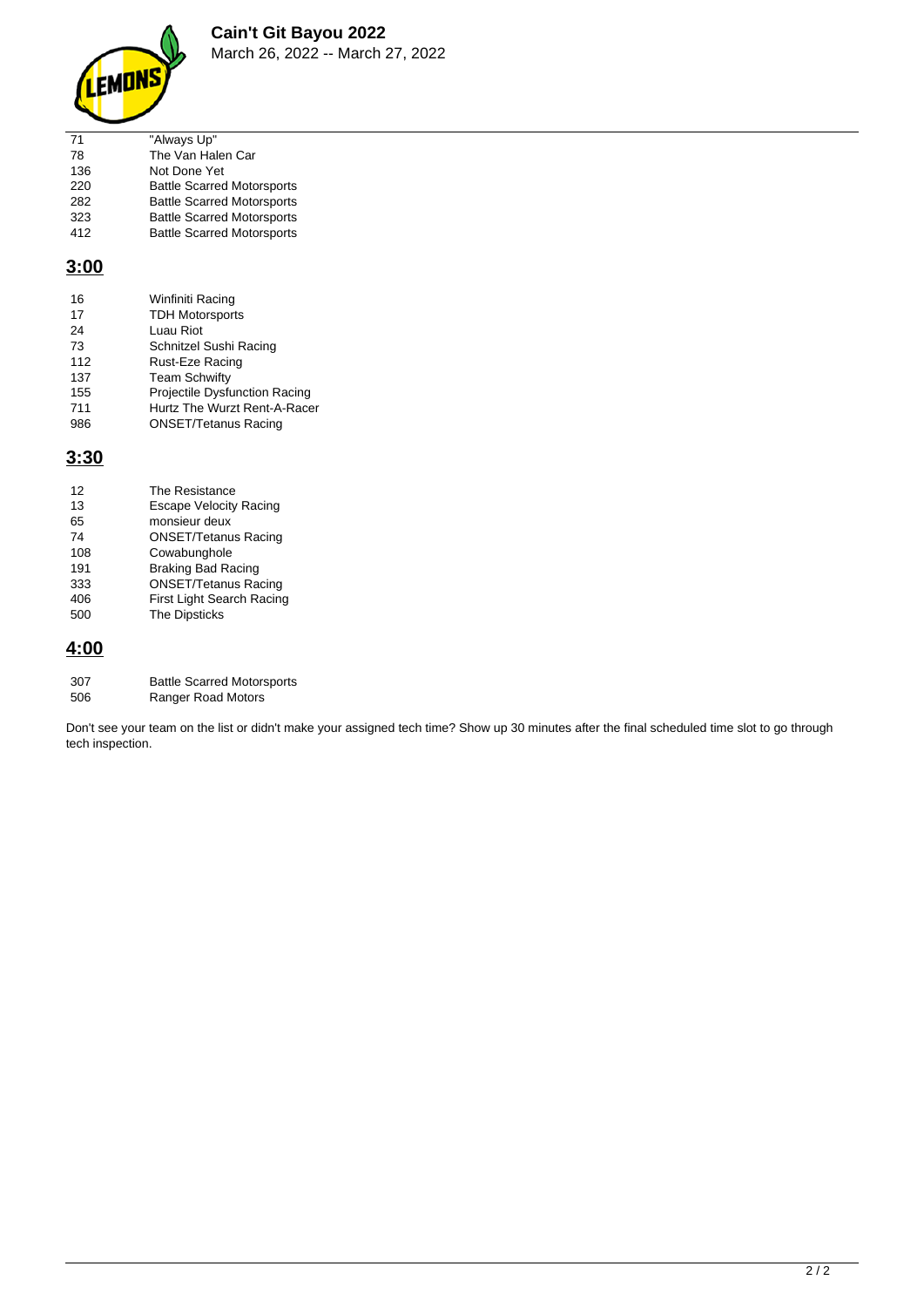| | |
|---|---|
| 71 | "Always Up" |
| 78 | The Van Halen Car |
| 136 | Not Done Yet |
| 220 | Battle Scarred Motorsports |
| 282 | Battle Scarred Motorsports |
| 323 | Battle Scarred Motorsports |
| 412 | Battle Scarred Motorsports |

## 3:00

| | |
|---|---|
| 16 | Winfiniti Racing |
| 17 | TDH Motorsports |
| 24 | Luau Riot |
| 73 | Schnitzel Sushi Racing |
| 112 | Rust-Eze Racing |
| 137 | Team Schwifty |
| 155 | Projectile Dysfunction Racing |
| 711 | Hurtz The Wurzt Rent-A-Racer |
| 986 | ONSET/Tetanus Racing |

## 3:30

| | |
|---|---|
| 12 | The Resistance |
| 13 | Escape Velocity Racing |
| 65 | monsieur deux |
| 74 | ONSET/Tetanus Racing |
| 108 | Cowabunghole |
| 191 | Braking Bad Racing |
| 333 | ONSET/Tetanus Racing |
| 406 | First Light Search Racing |
| 500 | The Dipsticks |

## 4:00

| | |
|---|---|
| 307 | Battle Scarred Motorsports |
| 506 | Ranger Road Motors |

Don't see your team on the list or didn't make your assigned tech time? Show up 30 minutes after the final scheduled time slot to go through tech inspection.